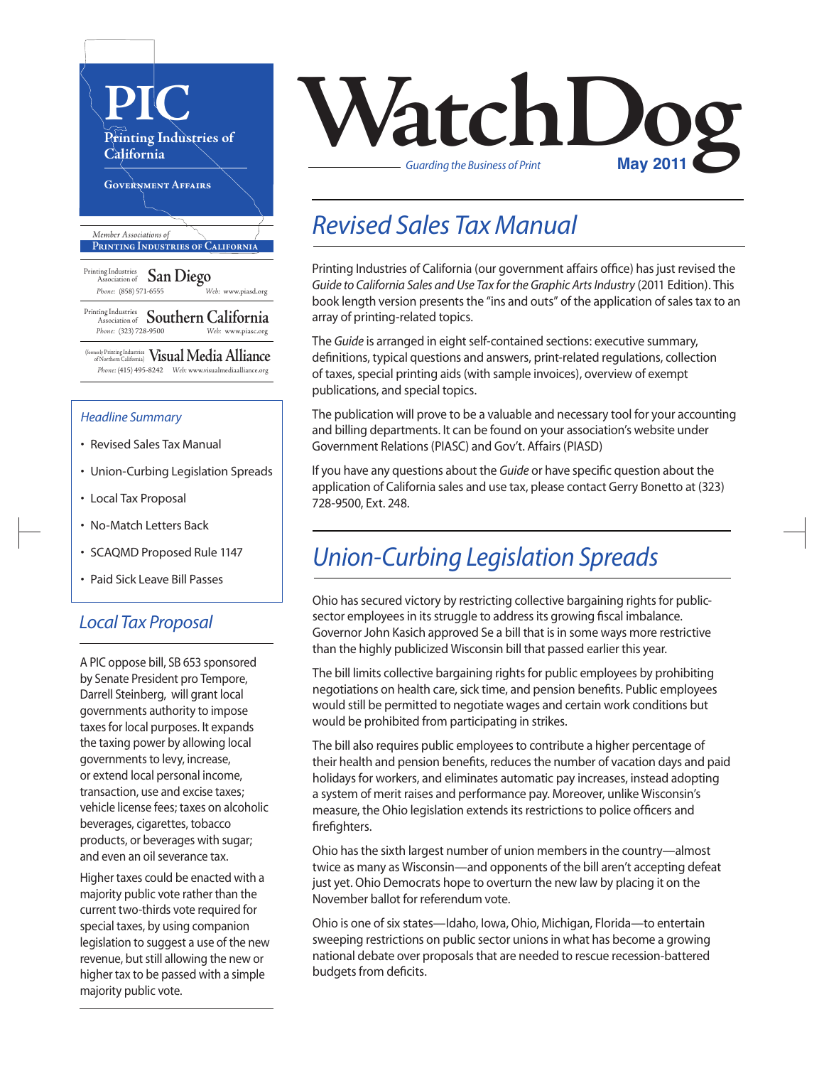# PIC

Printing Industries of California

GOVERNMENT AFFAIRS

*Member Associations of*
PRINTING INDUSTRIES OF CALIFORNIA

Printing Industries Association of **San Diego**
*Phone:* (858) 571-6555 *Web:* www.piasd.org

Printing Industries Association of **Southern California**
*Phone:* (323) 728-9500 *Web:* www.piasc.org

(formerly Printing Industries of Northern California) **Visual Media Alliance**
*Phone:* (415) 495-8242 *Web:* www.visualmediaalliance.org

# WatchDog

*Guarding the Business of Print*

**May 2011**

## *Headline Summary*

- Revised Sales Tax Manual
- Union-Curbing Legislation Spreads
- Local Tax Proposal
- No-Match Letters Back
- SCAQMD Proposed Rule 1147
- Paid Sick Leave Bill Passes

## *Revised Sales Tax Manual*

Printing Industries of California (our government affairs office) has just revised the *Guide to California Sales and Use Tax for the Graphic Arts Industry* (2011 Edition). This book length version presents the "ins and outs" of the application of sales tax to an array of printing-related topics.

The *Guide* is arranged in eight self-contained sections: executive summary, definitions, typical questions and answers, print-related regulations, collection of taxes, special printing aids (with sample invoices), overview of exempt publications, and special topics.

The publication will prove to be a valuable and necessary tool for your accounting and billing departments. It can be found on your association's website under Government Relations (PIASC) and Gov't. Affairs (PIASD)

If you have any questions about the *Guide* or have specific question about the application of California sales and use tax, please contact Gerry Bonetto at (323) 728-9500, Ext. 248.

## *Union-Curbing Legislation Spreads*

Ohio has secured victory by restricting collective bargaining rights for public-sector employees in its struggle to address its growing fiscal imbalance. Governor John Kasich approved Se a bill that is in some ways more restrictive than the highly publicized Wisconsin bill that passed earlier this year.

The bill limits collective bargaining rights for public employees by prohibiting negotiations on health care, sick time, and pension benefits. Public employees would still be permitted to negotiate wages and certain work conditions but would be prohibited from participating in strikes.

The bill also requires public employees to contribute a higher percentage of their health and pension benefits, reduces the number of vacation days and paid holidays for workers, and eliminates automatic pay increases, instead adopting a system of merit raises and performance pay. Moreover, unlike Wisconsin's measure, the Ohio legislation extends its restrictions to police officers and firefighters.

Ohio has the sixth largest number of union members in the country—almost twice as many as Wisconsin—and opponents of the bill aren't accepting defeat just yet. Ohio Democrats hope to overturn the new law by placing it on the November ballot for referendum vote.

Ohio is one of six states—Idaho, Iowa, Ohio, Michigan, Florida—to entertain sweeping restrictions on public sector unions in what has become a growing national debate over proposals that are needed to rescue recession-battered budgets from deficits.

## *Local Tax Proposal*

A PIC oppose bill, SB 653 sponsored by Senate President pro Tempore, Darrell Steinberg, will grant local governments authority to impose taxes for local purposes. It expands the taxing power by allowing local governments to levy, increase, or extend local personal income, transaction, use and excise taxes; vehicle license fees; taxes on alcoholic beverages, cigarettes, tobacco products, or beverages with sugar; and even an oil severance tax.

Higher taxes could be enacted with a majority public vote rather than the current two-thirds vote required for special taxes, by using companion legislation to suggest a use of the new revenue, but still allowing the new or higher tax to be passed with a simple majority public vote.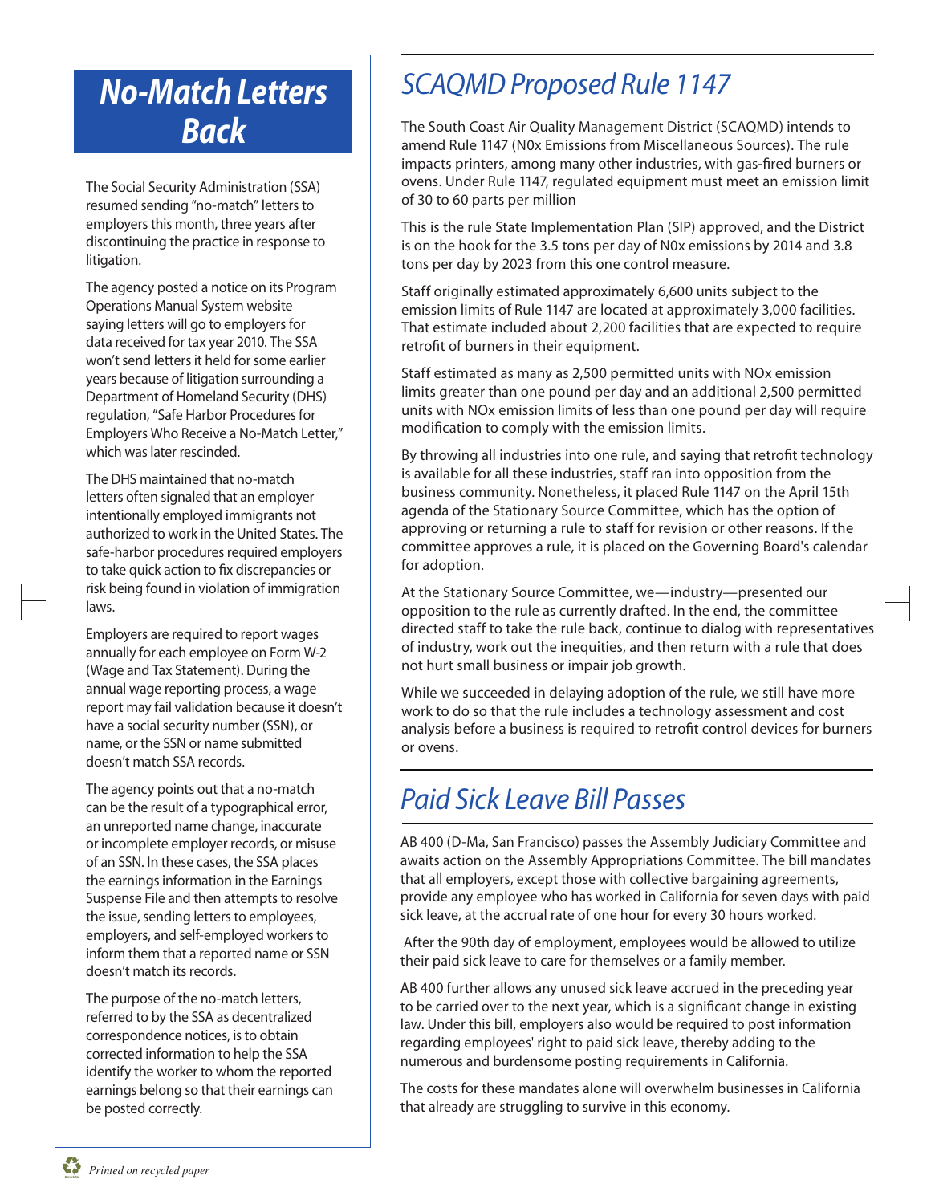# No-Match Letters Back

The Social Security Administration (SSA) resumed sending "no-match" letters to employers this month, three years after discontinuing the practice in response to litigation.

The agency posted a notice on its Program Operations Manual System website saying letters will go to employers for data received for tax year 2010. The SSA won't send letters it held for some earlier years because of litigation surrounding a Department of Homeland Security (DHS) regulation, "Safe Harbor Procedures for Employers Who Receive a No-Match Letter," which was later rescinded.

The DHS maintained that no-match letters often signaled that an employer intentionally employed immigrants not authorized to work in the United States. The safe-harbor procedures required employers to take quick action to fix discrepancies or risk being found in violation of immigration laws.

Employers are required to report wages annually for each employee on Form W-2 (Wage and Tax Statement). During the annual wage reporting process, a wage report may fail validation because it doesn't have a social security number (SSN), or name, or the SSN or name submitted doesn't match SSA records.

The agency points out that a no-match can be the result of a typographical error, an unreported name change, inaccurate or incomplete employer records, or misuse of an SSN. In these cases, the SSA places the earnings information in the Earnings Suspense File and then attempts to resolve the issue, sending letters to employees, employers, and self-employed workers to inform them that a reported name or SSN doesn't match its records.

The purpose of the no-match letters, referred to by the SSA as decentralized correspondence notices, is to obtain corrected information to help the SSA identify the worker to whom the reported earnings belong so that their earnings can be posted correctly.

# SCAQMD Proposed Rule 1147

The South Coast Air Quality Management District (SCAQMD) intends to amend Rule 1147 (N0x Emissions from Miscellaneous Sources). The rule impacts printers, among many other industries, with gas-fired burners or ovens. Under Rule 1147, regulated equipment must meet an emission limit of 30 to 60 parts per million

This is the rule State Implementation Plan (SIP) approved, and the District is on the hook for the 3.5 tons per day of N0x emissions by 2014 and 3.8 tons per day by 2023 from this one control measure.

Staff originally estimated approximately 6,600 units subject to the emission limits of Rule 1147 are located at approximately 3,000 facilities. That estimate included about 2,200 facilities that are expected to require retrofit of burners in their equipment.

Staff estimated as many as 2,500 permitted units with NOx emission limits greater than one pound per day and an additional 2,500 permitted units with NOx emission limits of less than one pound per day will require modification to comply with the emission limits.

By throwing all industries into one rule, and saying that retrofit technology is available for all these industries, staff ran into opposition from the business community. Nonetheless, it placed Rule 1147 on the April 15th agenda of the Stationary Source Committee, which has the option of approving or returning a rule to staff for revision or other reasons. If the committee approves a rule, it is placed on the Governing Board's calendar for adoption.

At the Stationary Source Committee, we—industry—presented our opposition to the rule as currently drafted. In the end, the committee directed staff to take the rule back, continue to dialog with representatives of industry, work out the inequities, and then return with a rule that does not hurt small business or impair job growth.

While we succeeded in delaying adoption of the rule, we still have more work to do so that the rule includes a technology assessment and cost analysis before a business is required to retrofit control devices for burners or ovens.

# Paid Sick Leave Bill Passes

AB 400 (D-Ma, San Francisco) passes the Assembly Judiciary Committee and awaits action on the Assembly Appropriations Committee. The bill mandates that all employers, except those with collective bargaining agreements, provide any employee who has worked in California for seven days with paid sick leave, at the accrual rate of one hour for every 30 hours worked.

After the 90th day of employment, employees would be allowed to utilize their paid sick leave to care for themselves or a family member.

AB 400 further allows any unused sick leave accrued in the preceding year to be carried over to the next year, which is a significant change in existing law. Under this bill, employers also would be required to post information regarding employees' right to paid sick leave, thereby adding to the numerous and burdensome posting requirements in California.

The costs for these mandates alone will overwhelm businesses in California that already are struggling to survive in this economy.

*Printed on recycled paper*